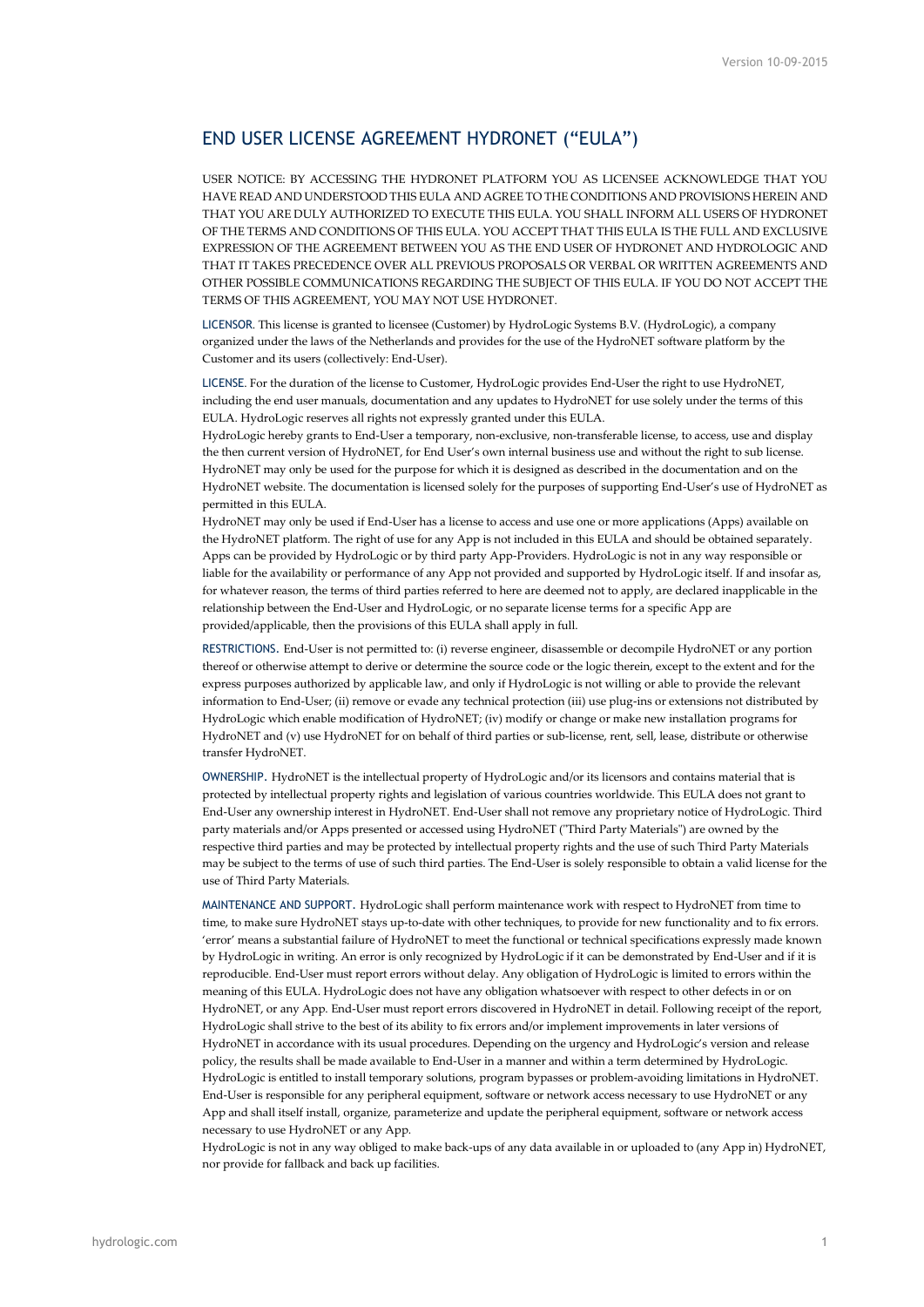# END USER LICENSE AGREEMENT HYDRONET ("EULA")

USER NOTICE: BY ACCESSING THE HYDRONET PLATFORM YOU AS LICENSEE ACKNOWLEDGE THAT YOU HAVE READ AND UNDERSTOOD THIS EULA AND AGREE TO THE CONDITIONS AND PROVISIONS HEREIN AND THAT YOU ARE DULY AUTHORIZED TO EXECUTE THIS EULA. YOU SHALL INFORM ALL USERS OF HYDRONET OF THE TERMS AND CONDITIONS OF THIS EULA. YOU ACCEPT THAT THIS EULA IS THE FULL AND EXCLUSIVE EXPRESSION OF THE AGREEMENT BETWEEN YOU AS THE END USER OF HYDRONET AND HYDROLOGIC AND THAT IT TAKES PRECEDENCE OVER ALL PREVIOUS PROPOSALS OR VERBAL OR WRITTEN AGREEMENTS AND OTHER POSSIBLE COMMUNICATIONS REGARDING THE SUBJECT OF THIS EULA. IF YOU DO NOT ACCEPT THE TERMS OF THIS AGREEMENT, YOU MAY NOT USE HYDRONET.

**LICENSOR.** This license is granted to licensee (Customer) by HydroLogic Systems B.V. (HydroLogic), a company organized under the laws of the Netherlands and provides for the use of the HydroNET software platform by the Customer and its users (collectively: End-User).

**LICENSE.** For the duration of the license to Customer, HydroLogic provides End-User the right to use HydroNET, including the end user manuals, documentation and any updates to HydroNET for use solely under the terms of this EULA. HydroLogic reserves all rights not expressly granted under this EULA.
HydroLogic hereby grants to End-User a temporary, non-exclusive, non-transferable license, to access, use and display the then current version of HydroNET, for End User's own internal business use and without the right to sub license. HydroNET may only be used for the purpose for which it is designed as described in the documentation and on the HydroNET website. The documentation is licensed solely for the purposes of supporting End-User's use of HydroNET as permitted in this EULA.
HydroNET may only be used if End-User has a license to access and use one or more applications (Apps) available on the HydroNET platform. The right of use for any App is not included in this EULA and should be obtained separately. Apps can be provided by HydroLogic or by third party App-Providers. HydroLogic is not in any way responsible or liable for the availability or performance of any App not provided and supported by HydroLogic itself. If and insofar as, for whatever reason, the terms of third parties referred to here are deemed not to apply, are declared inapplicable in the relationship between the End-User and HydroLogic, or no separate license terms for a specific App are provided/applicable, then the provisions of this EULA shall apply in full.

**RESTRICTIONS.** End-User is not permitted to: (i) reverse engineer, disassemble or decompile HydroNET or any portion thereof or otherwise attempt to derive or determine the source code or the logic therein, except to the extent and for the express purposes authorized by applicable law, and only if HydroLogic is not willing or able to provide the relevant information to End-User; (ii) remove or evade any technical protection (iii) use plug-ins or extensions not distributed by HydroLogic which enable modification of HydroNET; (iv) modify or change or make new installation programs for HydroNET and (v) use HydroNET for on behalf of third parties or sub-license, rent, sell, lease, distribute or otherwise transfer HydroNET.

**OWNERSHIP.** HydroNET is the intellectual property of HydroLogic and/or its licensors and contains material that is protected by intellectual property rights and legislation of various countries worldwide. This EULA does not grant to End-User any ownership interest in HydroNET. End-User shall not remove any proprietary notice of HydroLogic. Third party materials and/or Apps presented or accessed using HydroNET ("Third Party Materials") are owned by the respective third parties and may be protected by intellectual property rights and the use of such Third Party Materials may be subject to the terms of use of such third parties. The End-User is solely responsible to obtain a valid license for the use of Third Party Materials.

**MAINTENANCE AND SUPPORT.** HydroLogic shall perform maintenance work with respect to HydroNET from time to time, to make sure HydroNET stays up-to-date with other techniques, to provide for new functionality and to fix errors. 'error' means a substantial failure of HydroNET to meet the functional or technical specifications expressly made known by HydroLogic in writing. An error is only recognized by HydroLogic if it can be demonstrated by End-User and if it is reproducible. End-User must report errors without delay. Any obligation of HydroLogic is limited to errors within the meaning of this EULA. HydroLogic does not have any obligation whatsoever with respect to other defects in or on HydroNET, or any App. End-User must report errors discovered in HydroNET in detail. Following receipt of the report, HydroLogic shall strive to the best of its ability to fix errors and/or implement improvements in later versions of HydroNET in accordance with its usual procedures. Depending on the urgency and HydroLogic's version and release policy, the results shall be made available to End-User in a manner and within a term determined by HydroLogic. HydroLogic is entitled to install temporary solutions, program bypasses or problem-avoiding limitations in HydroNET. End-User is responsible for any peripheral equipment, software or network access necessary to use HydroNET or any App and shall itself install, organize, parameterize and update the peripheral equipment, software or network access necessary to use HydroNET or any App.
HydroLogic is not in any way obliged to make back-ups of any data available in or uploaded to (any App in) HydroNET, nor provide for fallback and back up facilities.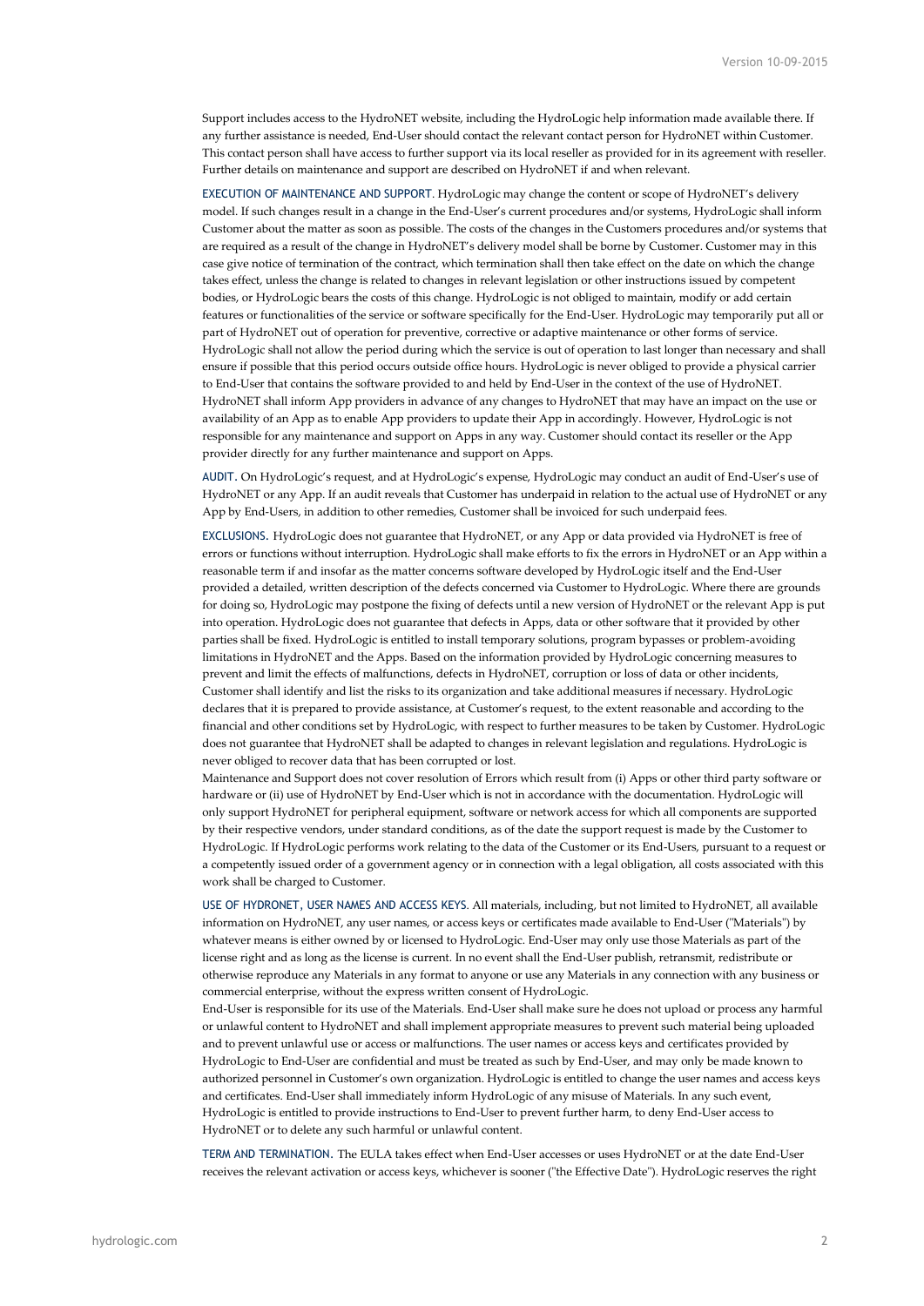Support includes access to the HydroNET website, including the HydroLogic help information made available there. If any further assistance is needed, End-User should contact the relevant contact person for HydroNET within Customer. This contact person shall have access to further support via its local reseller as provided for in its agreement with reseller. Further details on maintenance and support are described on HydroNET if and when relevant.

EXECUTION OF MAINTENANCE AND SUPPORT. HydroLogic may change the content or scope of HydroNET's delivery model. If such changes result in a change in the End-User's current procedures and/or systems, HydroLogic shall inform Customer about the matter as soon as possible. The costs of the changes in the Customers procedures and/or systems that are required as a result of the change in HydroNET's delivery model shall be borne by Customer. Customer may in this case give notice of termination of the contract, which termination shall then take effect on the date on which the change takes effect, unless the change is related to changes in relevant legislation or other instructions issued by competent bodies, or HydroLogic bears the costs of this change. HydroLogic is not obliged to maintain, modify or add certain features or functionalities of the service or software specifically for the End-User. HydroLogic may temporarily put all or part of HydroNET out of operation for preventive, corrective or adaptive maintenance or other forms of service. HydroLogic shall not allow the period during which the service is out of operation to last longer than necessary and shall ensure if possible that this period occurs outside office hours. HydroLogic is never obliged to provide a physical carrier to End-User that contains the software provided to and held by End-User in the context of the use of HydroNET. HydroNET shall inform App providers in advance of any changes to HydroNET that may have an impact on the use or availability of an App as to enable App providers to update their App in accordingly. However, HydroLogic is not responsible for any maintenance and support on Apps in any way. Customer should contact its reseller or the App provider directly for any further maintenance and support on Apps.

AUDIT. On HydroLogic's request, and at HydroLogic's expense, HydroLogic may conduct an audit of End-User's use of HydroNET or any App. If an audit reveals that Customer has underpaid in relation to the actual use of HydroNET or any App by End-Users, in addition to other remedies, Customer shall be invoiced for such underpaid fees.

EXCLUSIONS. HydroLogic does not guarantee that HydroNET, or any App or data provided via HydroNET is free of errors or functions without interruption. HydroLogic shall make efforts to fix the errors in HydroNET or an App within a reasonable term if and insofar as the matter concerns software developed by HydroLogic itself and the End-User provided a detailed, written description of the defects concerned via Customer to HydroLogic. Where there are grounds for doing so, HydroLogic may postpone the fixing of defects until a new version of HydroNET or the relevant App is put into operation. HydroLogic does not guarantee that defects in Apps, data or other software that it provided by other parties shall be fixed. HydroLogic is entitled to install temporary solutions, program bypasses or problem-avoiding limitations in HydroNET and the Apps. Based on the information provided by HydroLogic concerning measures to prevent and limit the effects of malfunctions, defects in HydroNET, corruption or loss of data or other incidents, Customer shall identify and list the risks to its organization and take additional measures if necessary. HydroLogic declares that it is prepared to provide assistance, at Customer's request, to the extent reasonable and according to the financial and other conditions set by HydroLogic, with respect to further measures to be taken by Customer. HydroLogic does not guarantee that HydroNET shall be adapted to changes in relevant legislation and regulations. HydroLogic is never obliged to recover data that has been corrupted or lost.
Maintenance and Support does not cover resolution of Errors which result from (i) Apps or other third party software or hardware or (ii) use of HydroNET by End-User which is not in accordance with the documentation. HydroLogic will only support HydroNET for peripheral equipment, software or network access for which all components are supported by their respective vendors, under standard conditions, as of the date the support request is made by the Customer to HydroLogic. If HydroLogic performs work relating to the data of the Customer or its End-Users, pursuant to a request or a competently issued order of a government agency or in connection with a legal obligation, all costs associated with this work shall be charged to Customer.

USE OF HYDRONET, USER NAMES AND ACCESS KEYS. All materials, including, but not limited to HydroNET, all available information on HydroNET, any user names, or access keys or certificates made available to End-User ("Materials") by whatever means is either owned by or licensed to HydroLogic. End-User may only use those Materials as part of the license right and as long as the license is current. In no event shall the End-User publish, retransmit, redistribute or otherwise reproduce any Materials in any format to anyone or use any Materials in any connection with any business or commercial enterprise, without the express written consent of HydroLogic.
End-User is responsible for its use of the Materials. End-User shall make sure he does not upload or process any harmful or unlawful content to HydroNET and shall implement appropriate measures to prevent such material being uploaded and to prevent unlawful use or access or malfunctions. The user names or access keys and certificates provided by HydroLogic to End-User are confidential and must be treated as such by End-User, and may only be made known to authorized personnel in Customer's own organization. HydroLogic is entitled to change the user names and access keys and certificates. End-User shall immediately inform HydroLogic of any misuse of Materials. In any such event, HydroLogic is entitled to provide instructions to End-User to prevent further harm, to deny End-User access to HydroNET or to delete any such harmful or unlawful content.

TERM AND TERMINATION. The EULA takes effect when End-User accesses or uses HydroNET or at the date End-User receives the relevant activation or access keys, whichever is sooner ("the Effective Date"). HydroLogic reserves the right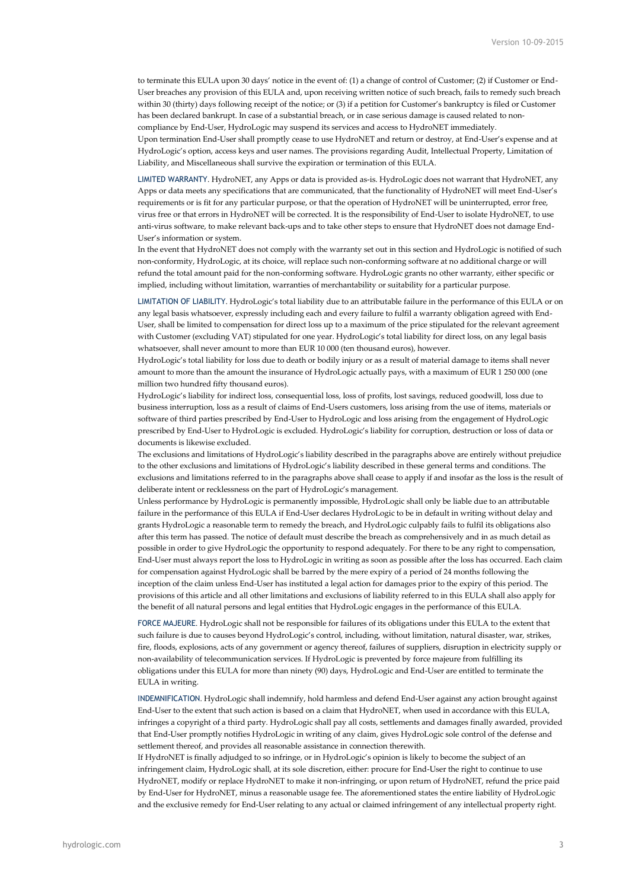to terminate this EULA upon 30 days' notice in the event of: (1) a change of control of Customer; (2) if Customer or End-User breaches any provision of this EULA and, upon receiving written notice of such breach, fails to remedy such breach within 30 (thirty) days following receipt of the notice; or (3) if a petition for Customer's bankruptcy is filed or Customer has been declared bankrupt. In case of a substantial breach, or in case serious damage is caused related to non-compliance by End-User, HydroLogic may suspend its services and access to HydroNET immediately.
Upon termination End-User shall promptly cease to use HydroNET and return or destroy, at End-User's expense and at HydroLogic's option, access keys and user names. The provisions regarding Audit, Intellectual Property, Limitation of Liability, and Miscellaneous shall survive the expiration or termination of this EULA.

LIMITED WARRANTY. HydroNET, any Apps or data is provided as-is. HydroLogic does not warrant that HydroNET, any Apps or data meets any specifications that are communicated, that the functionality of HydroNET will meet End-User's requirements or is fit for any particular purpose, or that the operation of HydroNET will be uninterrupted, error free, virus free or that errors in HydroNET will be corrected. It is the responsibility of End-User to isolate HydroNET, to use anti-virus software, to make relevant back-ups and to take other steps to ensure that HydroNET does not damage End-User's information or system.
In the event that HydroNET does not comply with the warranty set out in this section and HydroLogic is notified of such non-conformity, HydroLogic, at its choice, will replace such non-conforming software at no additional charge or will refund the total amount paid for the non-conforming software. HydroLogic grants no other warranty, either specific or implied, including without limitation, warranties of merchantability or suitability for a particular purpose.

LIMITATION OF LIABILITY. HydroLogic's total liability due to an attributable failure in the performance of this EULA or on any legal basis whatsoever, expressly including each and every failure to fulfil a warranty obligation agreed with End-User, shall be limited to compensation for direct loss up to a maximum of the price stipulated for the relevant agreement with Customer (excluding VAT) stipulated for one year. HydroLogic's total liability for direct loss, on any legal basis whatsoever, shall never amount to more than EUR 10 000 (ten thousand euros), however.
HydroLogic's total liability for loss due to death or bodily injury or as a result of material damage to items shall never amount to more than the amount the insurance of HydroLogic actually pays, with a maximum of EUR 1 250 000 (one million two hundred fifty thousand euros).
HydroLogic's liability for indirect loss, consequential loss, loss of profits, lost savings, reduced goodwill, loss due to business interruption, loss as a result of claims of End-Users customers, loss arising from the use of items, materials or software of third parties prescribed by End-User to HydroLogic and loss arising from the engagement of HydroLogic prescribed by End-User to HydroLogic is excluded. HydroLogic's liability for corruption, destruction or loss of data or documents is likewise excluded.
The exclusions and limitations of HydroLogic's liability described in the paragraphs above are entirely without prejudice to the other exclusions and limitations of HydroLogic's liability described in these general terms and conditions. The exclusions and limitations referred to in the paragraphs above shall cease to apply if and insofar as the loss is the result of deliberate intent or recklessness on the part of HydroLogic's management.
Unless performance by HydroLogic is permanently impossible, HydroLogic shall only be liable due to an attributable failure in the performance of this EULA if End-User declares HydroLogic to be in default in writing without delay and grants HydroLogic a reasonable term to remedy the breach, and HydroLogic culpably fails to fulfil its obligations also after this term has passed. The notice of default must describe the breach as comprehensively and in as much detail as possible in order to give HydroLogic the opportunity to respond adequately. For there to be any right to compensation, End-User must always report the loss to HydroLogic in writing as soon as possible after the loss has occurred. Each claim for compensation against HydroLogic shall be barred by the mere expiry of a period of 24 months following the inception of the claim unless End-User has instituted a legal action for damages prior to the expiry of this period. The provisions of this article and all other limitations and exclusions of liability referred to in this EULA shall also apply for the benefit of all natural persons and legal entities that HydroLogic engages in the performance of this EULA.

FORCE MAJEURE. HydroLogic shall not be responsible for failures of its obligations under this EULA to the extent that such failure is due to causes beyond HydroLogic's control, including, without limitation, natural disaster, war, strikes, fire, floods, explosions, acts of any government or agency thereof, failures of suppliers, disruption in electricity supply or non-availability of telecommunication services. If HydroLogic is prevented by force majeure from fulfilling its obligations under this EULA for more than ninety (90) days, HydroLogic and End-User are entitled to terminate the EULA in writing.

INDEMNIFICATION. HydroLogic shall indemnify, hold harmless and defend End-User against any action brought against End-User to the extent that such action is based on a claim that HydroNET, when used in accordance with this EULA, infringes a copyright of a third party. HydroLogic shall pay all costs, settlements and damages finally awarded, provided that End-User promptly notifies HydroLogic in writing of any claim, gives HydroLogic sole control of the defense and settlement thereof, and provides all reasonable assistance in connection therewith.
If HydroNET is finally adjudged to so infringe, or in HydroLogic's opinion is likely to become the subject of an infringement claim, HydroLogic shall, at its sole discretion, either: procure for End-User the right to continue to use HydroNET, modify or replace HydroNET to make it non-infringing, or upon return of HydroNET, refund the price paid by End-User for HydroNET, minus a reasonable usage fee. The aforementioned states the entire liability of HydroLogic and the exclusive remedy for End-User relating to any actual or claimed infringement of any intellectual property right.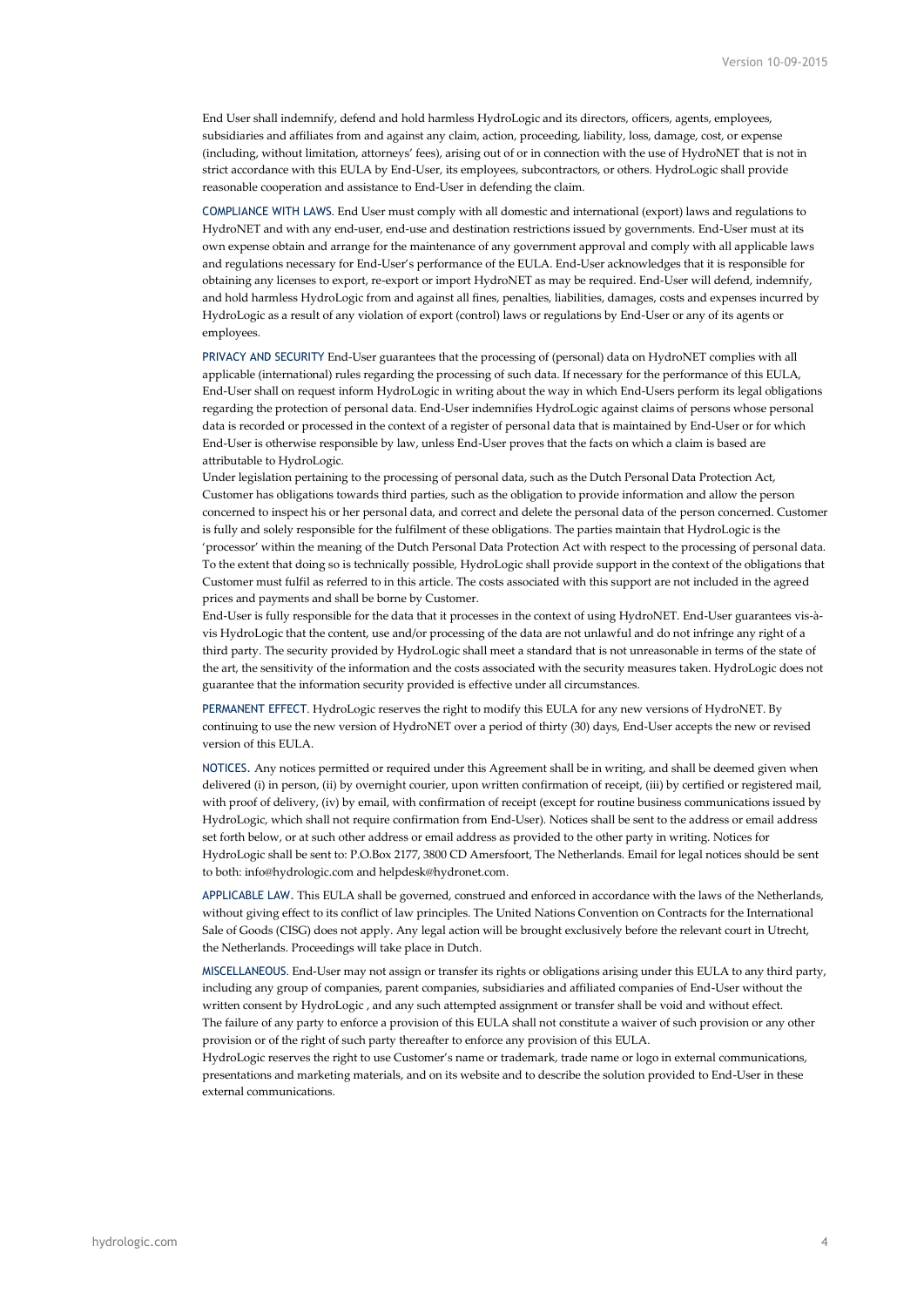End User shall indemnify, defend and hold harmless HydroLogic and its directors, officers, agents, employees, subsidiaries and affiliates from and against any claim, action, proceeding, liability, loss, damage, cost, or expense (including, without limitation, attorneys' fees), arising out of or in connection with the use of HydroNET that is not in strict accordance with this EULA by End-User, its employees, subcontractors, or others. HydroLogic shall provide reasonable cooperation and assistance to End-User in defending the claim.

COMPLIANCE WITH LAWS. End User must comply with all domestic and international (export) laws and regulations to HydroNET and with any end-user, end-use and destination restrictions issued by governments. End-User must at its own expense obtain and arrange for the maintenance of any government approval and comply with all applicable laws and regulations necessary for End-User's performance of the EULA. End-User acknowledges that it is responsible for obtaining any licenses to export, re-export or import HydroNET as may be required. End-User will defend, indemnify, and hold harmless HydroLogic from and against all fines, penalties, liabilities, damages, costs and expenses incurred by HydroLogic as a result of any violation of export (control) laws or regulations by End-User or any of its agents or employees.

PRIVACY AND SECURITY End-User guarantees that the processing of (personal) data on HydroNET complies with all applicable (international) rules regarding the processing of such data. If necessary for the performance of this EULA, End-User shall on request inform HydroLogic in writing about the way in which End-Users perform its legal obligations regarding the protection of personal data. End-User indemnifies HydroLogic against claims of persons whose personal data is recorded or processed in the context of a register of personal data that is maintained by End-User or for which End-User is otherwise responsible by law, unless End-User proves that the facts on which a claim is based are attributable to HydroLogic.

Under legislation pertaining to the processing of personal data, such as the Dutch Personal Data Protection Act, Customer has obligations towards third parties, such as the obligation to provide information and allow the person concerned to inspect his or her personal data, and correct and delete the personal data of the person concerned. Customer is fully and solely responsible for the fulfilment of these obligations. The parties maintain that HydroLogic is the 'processor' within the meaning of the Dutch Personal Data Protection Act with respect to the processing of personal data. To the extent that doing so is technically possible, HydroLogic shall provide support in the context of the obligations that Customer must fulfil as referred to in this article. The costs associated with this support are not included in the agreed prices and payments and shall be borne by Customer.

End-User is fully responsible for the data that it processes in the context of using HydroNET. End-User guarantees vis-à-vis HydroLogic that the content, use and/or processing of the data are not unlawful and do not infringe any right of a third party. The security provided by HydroLogic shall meet a standard that is not unreasonable in terms of the state of the art, the sensitivity of the information and the costs associated with the security measures taken. HydroLogic does not guarantee that the information security provided is effective under all circumstances.

PERMANENT EFFECT. HydroLogic reserves the right to modify this EULA for any new versions of HydroNET. By continuing to use the new version of HydroNET over a period of thirty (30) days, End-User accepts the new or revised version of this EULA.

NOTICES. Any notices permitted or required under this Agreement shall be in writing, and shall be deemed given when delivered (i) in person, (ii) by overnight courier, upon written confirmation of receipt, (iii) by certified or registered mail, with proof of delivery, (iv) by email, with confirmation of receipt (except for routine business communications issued by HydroLogic, which shall not require confirmation from End-User). Notices shall be sent to the address or email address set forth below, or at such other address or email address as provided to the other party in writing. Notices for HydroLogic shall be sent to: P.O.Box 2177, 3800 CD Amersfoort, The Netherlands. Email for legal notices should be sent to both: info@hydrologic.com and helpdesk@hydronet.com.

APPLICABLE LAW. This EULA shall be governed, construed and enforced in accordance with the laws of the Netherlands, without giving effect to its conflict of law principles. The United Nations Convention on Contracts for the International Sale of Goods (CISG) does not apply. Any legal action will be brought exclusively before the relevant court in Utrecht, the Netherlands. Proceedings will take place in Dutch.

MISCELLANEOUS. End-User may not assign or transfer its rights or obligations arising under this EULA to any third party, including any group of companies, parent companies, subsidiaries and affiliated companies of End-User without the written consent by HydroLogic , and any such attempted assignment or transfer shall be void and without effect.

The failure of any party to enforce a provision of this EULA shall not constitute a waiver of such provision or any other provision or of the right of such party thereafter to enforce any provision of this EULA.

HydroLogic reserves the right to use Customer's name or trademark, trade name or logo in external communications, presentations and marketing materials, and on its website and to describe the solution provided to End-User in these external communications.